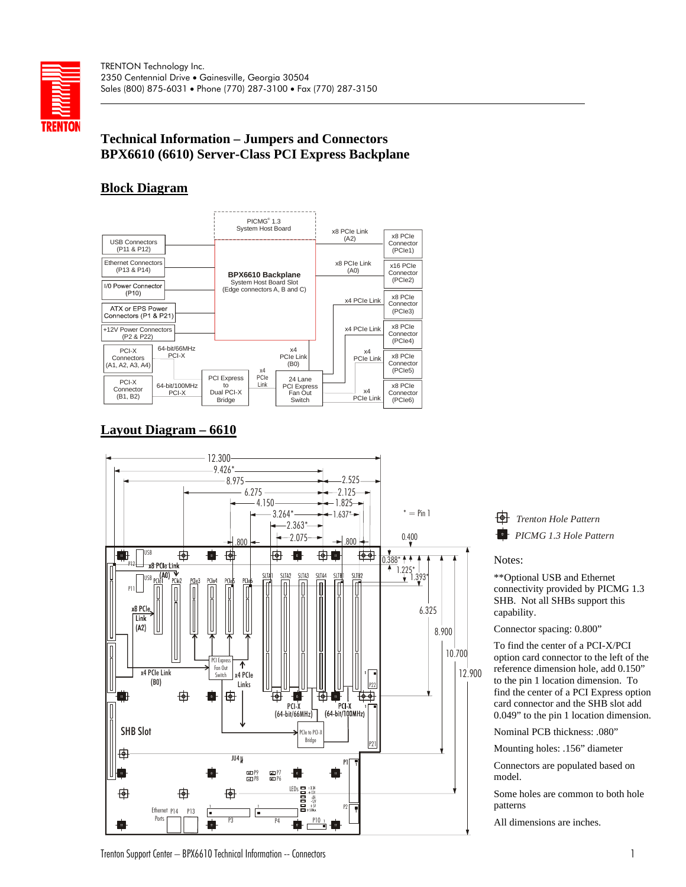TRENTON Technology Inc.
2350 Centennial Drive • Gainesville, Georgia 30504
Sales (800) 875-6031 • Phone (770) 287-3100 • Fax (770) 287-3150

# Technical Information – Jumpers and Connectors
# BPX6610 (6610) Server-Class PCI Express Backplane

## Block Diagram

## Layout Diagram – 6610

Trenton Hole Pattern

PICMG 1.3 Hole Pattern

Notes:

**Optional USB and Ethernet connectivity provided by PICMG 1.3 SHB. Not all SHBs support this capability.

Connector spacing: 0.800"

To find the center of a PCI-X/PCI option card connector to the left of the reference dimension hole, add 0.150" to the pin 1 location dimension. To find the center of a PCI Express option card connector and the SHB slot add 0.049" to the pin 1 location dimension.

Nominal PCB thickness: .080"

Mounting holes: .156" diameter

Connectors are populated based on model.

Some holes are common to both hole patterns

All dimensions are inches.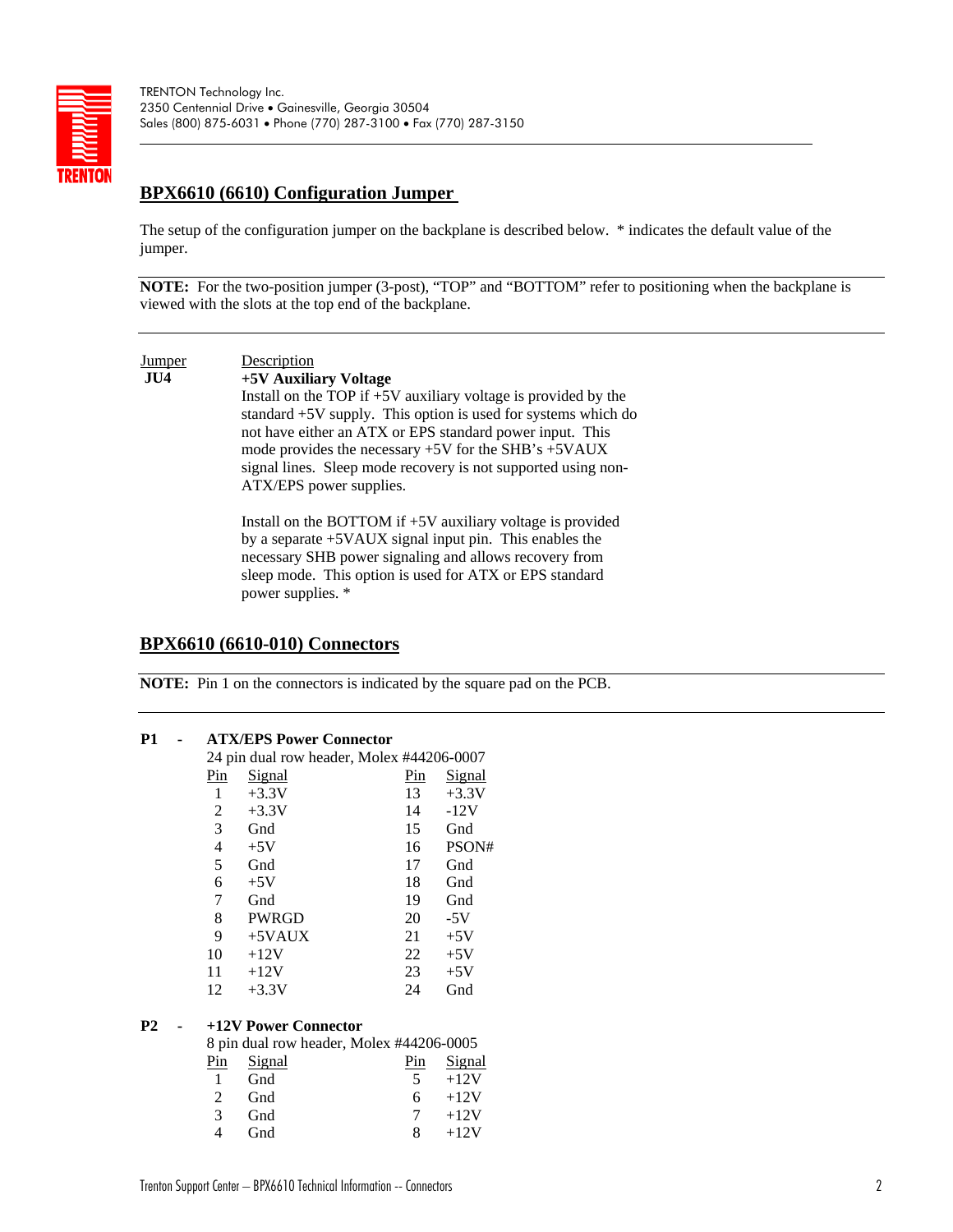## BPX6610 (6610) Configuration Jumper

The setup of the configuration jumper on the backplane is described below. * indicates the default value of the jumper.

**NOTE:** For the two-position jumper (3-post), "TOP" and "BOTTOM" refer to positioning when the backplane is viewed with the slots at the top end of the backplane.

| Jumper | Description |
|---|---|
| **JU4** | **+5V Auxiliary Voltage**<br>Install on the TOP if +5V auxiliary voltage is provided by the standard +5V supply. This option is used for systems which do not have either an ATX or EPS standard power input. This mode provides the necessary +5V for the SHB's +5VAUX signal lines. Sleep mode recovery is not supported using non-ATX/EPS power supplies.<br><br>Install on the BOTTOM if +5V auxiliary voltage is provided by a separate +5VAUX signal input pin. This enables the necessary SHB power signaling and allows recovery from sleep mode. This option is used for ATX or EPS standard power supplies. * |

## BPX6610 (6610-010) Connectors

**NOTE:** Pin 1 on the connectors is indicated by the square pad on the PCB.

**P1 - ATX/EPS Power Connector**

24 pin dual row header, Molex #44206-0007

| Pin | Signal | Pin | Signal |
|---|---|---|---|
| 1 | +3.3V | 13 | +3.3V |
| 2 | +3.3V | 14 | -12V |
| 3 | Gnd | 15 | Gnd |
| 4 | +5V | 16 | PSON# |
| 5 | Gnd | 17 | Gnd |
| 6 | +5V | 18 | Gnd |
| 7 | Gnd | 19 | Gnd |
| 8 | PWRGD | 20 | -5V |
| 9 | +5VAUX | 21 | +5V |
| 10 | +12V | 22 | +5V |
| 11 | +12V | 23 | +5V |
| 12 | +3.3V | 24 | Gnd |

**P2 - +12V Power Connector**

8 pin dual row header, Molex #44206-0005

| Pin | Signal | Pin | Signal |
|---|---|---|---|
| 1 | Gnd | 5 | +12V |
| 2 | Gnd | 6 | +12V |
| 3 | Gnd | 7 | +12V |
| 4 | Gnd | 8 | +12V |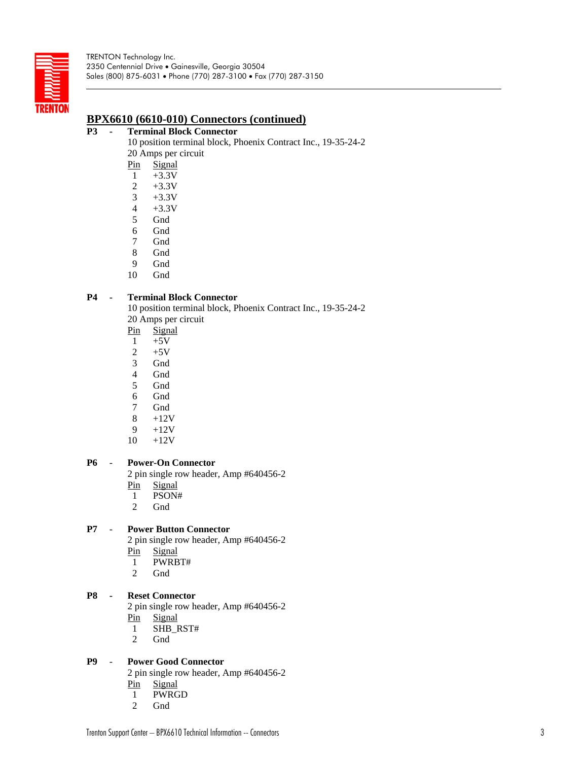## BPX6610 (6610-010) Connectors (continued)

**P3 - Terminal Block Connector**

10 position terminal block, Phoenix Contract Inc., 19-35-24-2
20 Amps per circuit

| Pin | Signal |
|---|---|
| 1 | +3.3V |
| 2 | +3.3V |
| 3 | +3.3V |
| 4 | +3.3V |
| 5 | Gnd |
| 6 | Gnd |
| 7 | Gnd |
| 8 | Gnd |
| 9 | Gnd |
| 10 | Gnd |

**P4 - Terminal Block Connector**

10 position terminal block, Phoenix Contract Inc., 19-35-24-2
20 Amps per circuit

| Pin | Signal |
|---|---|
| 1 | +5V |
| 2 | +5V |
| 3 | Gnd |
| 4 | Gnd |
| 5 | Gnd |
| 6 | Gnd |
| 7 | Gnd |
| 8 | +12V |
| 9 | +12V |
| 10 | +12V |

**P6 - Power-On Connector**

2 pin single row header, Amp #640456-2

| Pin | Signal |
|---|---|
| 1 | PSON# |
| 2 | Gnd |

**P7 - Power Button Connector**

2 pin single row header, Amp #640456-2

| Pin | Signal |
|---|---|
| 1 | PWRBT# |
| 2 | Gnd |

**P8 - Reset Connector**

2 pin single row header, Amp #640456-2

| Pin | Signal |
|---|---|
| 1 | SHB_RST# |
| 2 | Gnd |

**P9 - Power Good Connector**

2 pin single row header, Amp #640456-2

| Pin | Signal |
|---|---|
| 1 | PWRGD |
| 2 | Gnd |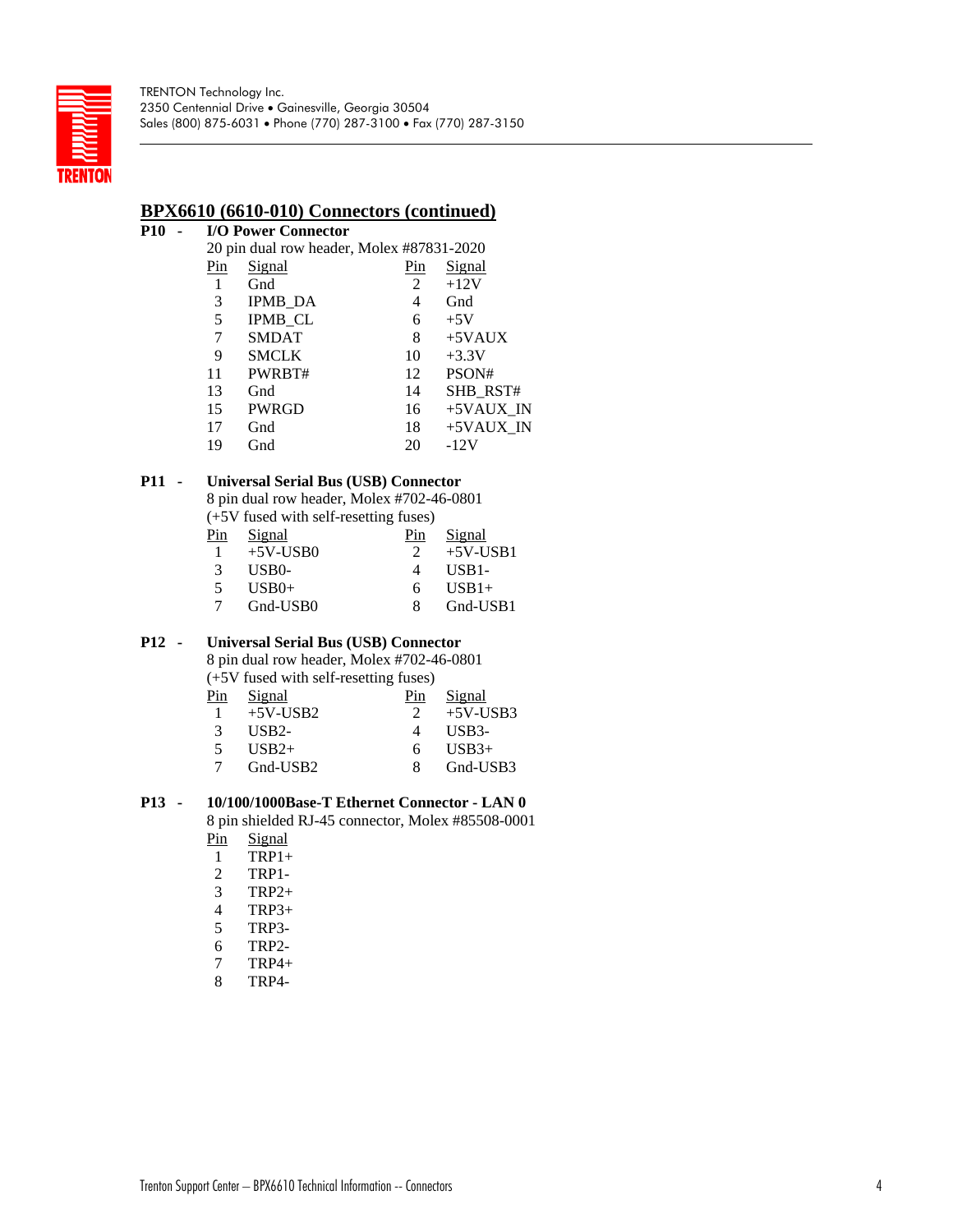## BPX6610 (6610-010) Connectors (continued)

**P10 - I/O Power Connector**

20 pin dual row header, Molex #87831-2020

| Pin | Signal | Pin | Signal |
|---|---|---|---|
| 1 | Gnd | 2 | +12V |
| 3 | IPMB_DA | 4 | Gnd |
| 5 | IPMB_CL | 6 | +5V |
| 7 | SMDAT | 8 | +5VAUX |
| 9 | SMCLK | 10 | +3.3V |
| 11 | PWRBT# | 12 | PSON# |
| 13 | Gnd | 14 | SHB_RST# |
| 15 | PWRGD | 16 | +5VAUX_IN |
| 17 | Gnd | 18 | +5VAUX_IN |
| 19 | Gnd | 20 | -12V |

**P11 - Universal Serial Bus (USB) Connector**

8 pin dual row header, Molex #702-46-0801
(+5V fused with self-resetting fuses)

| Pin | Signal | Pin | Signal |
|---|---|---|---|
| 1 | +5V-USB0 | 2 | +5V-USB1 |
| 3 | USB0- | 4 | USB1- |
| 5 | USB0+ | 6 | USB1+ |
| 7 | Gnd-USB0 | 8 | Gnd-USB1 |

**P12 - Universal Serial Bus (USB) Connector**

8 pin dual row header, Molex #702-46-0801
(+5V fused with self-resetting fuses)

| Pin | Signal | Pin | Signal |
|---|---|---|---|
| 1 | +5V-USB2 | 2 | +5V-USB3 |
| 3 | USB2- | 4 | USB3- |
| 5 | USB2+ | 6 | USB3+ |
| 7 | Gnd-USB2 | 8 | Gnd-USB3 |

**P13 - 10/100/1000Base-T Ethernet Connector - LAN 0**

8 pin shielded RJ-45 connector, Molex #85508-0001

| Pin | Signal |
|---|---|
| 1 | TRP1+ |
| 2 | TRP1- |
| 3 | TRP2+ |
| 4 | TRP3+ |
| 5 | TRP3- |
| 6 | TRP2- |
| 7 | TRP4+ |
| 8 | TRP4- |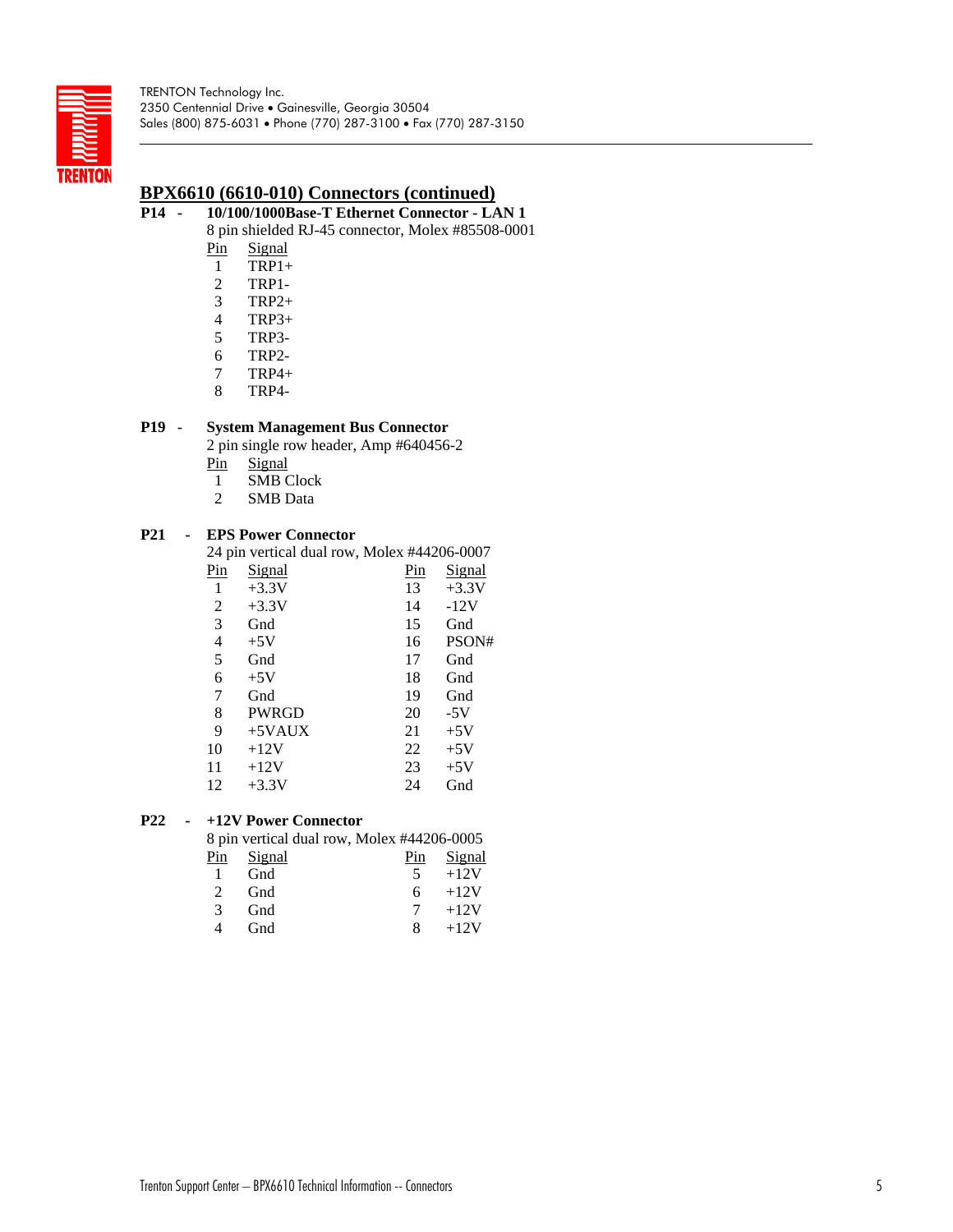TRENTON Technology Inc.
2350 Centennial Drive • Gainesville, Georgia 30504
Sales (800) 875-6031 • Phone (770) 287-3100 • Fax (770) 287-3150

## BPX6610 (6610-010) Connectors (continued)

**P14 - 10/100/1000Base-T Ethernet Connector - LAN 1**

8 pin shielded RJ-45 connector, Molex #85508-0001

| Pin | Signal |
|---|---|
| 1 | TRP1+ |
| 2 | TRP1- |
| 3 | TRP2+ |
| 4 | TRP3+ |
| 5 | TRP3- |
| 6 | TRP2- |
| 7 | TRP4+ |
| 8 | TRP4- |

**P19 - System Management Bus Connector**

2 pin single row header, Amp #640456-2

| Pin | Signal |
|---|---|
| 1 | SMB Clock |
| 2 | SMB Data |

**P21 - EPS Power Connector**

24 pin vertical dual row, Molex #44206-0007

| Pin | Signal | Pin | Signal |
|---|---|---|---|
| 1 | +3.3V | 13 | +3.3V |
| 2 | +3.3V | 14 | -12V |
| 3 | Gnd | 15 | Gnd |
| 4 | +5V | 16 | PSON# |
| 5 | Gnd | 17 | Gnd |
| 6 | +5V | 18 | Gnd |
| 7 | Gnd | 19 | Gnd |
| 8 | PWRGD | 20 | -5V |
| 9 | +5VAUX | 21 | +5V |
| 10 | +12V | 22 | +5V |
| 11 | +12V | 23 | +5V |
| 12 | +3.3V | 24 | Gnd |

**P22 - +12V Power Connector**

8 pin vertical dual row, Molex #44206-0005

| Pin | Signal | Pin | Signal |
|---|---|---|---|
| 1 | Gnd | 5 | +12V |
| 2 | Gnd | 6 | +12V |
| 3 | Gnd | 7 | +12V |
| 4 | Gnd | 8 | +12V |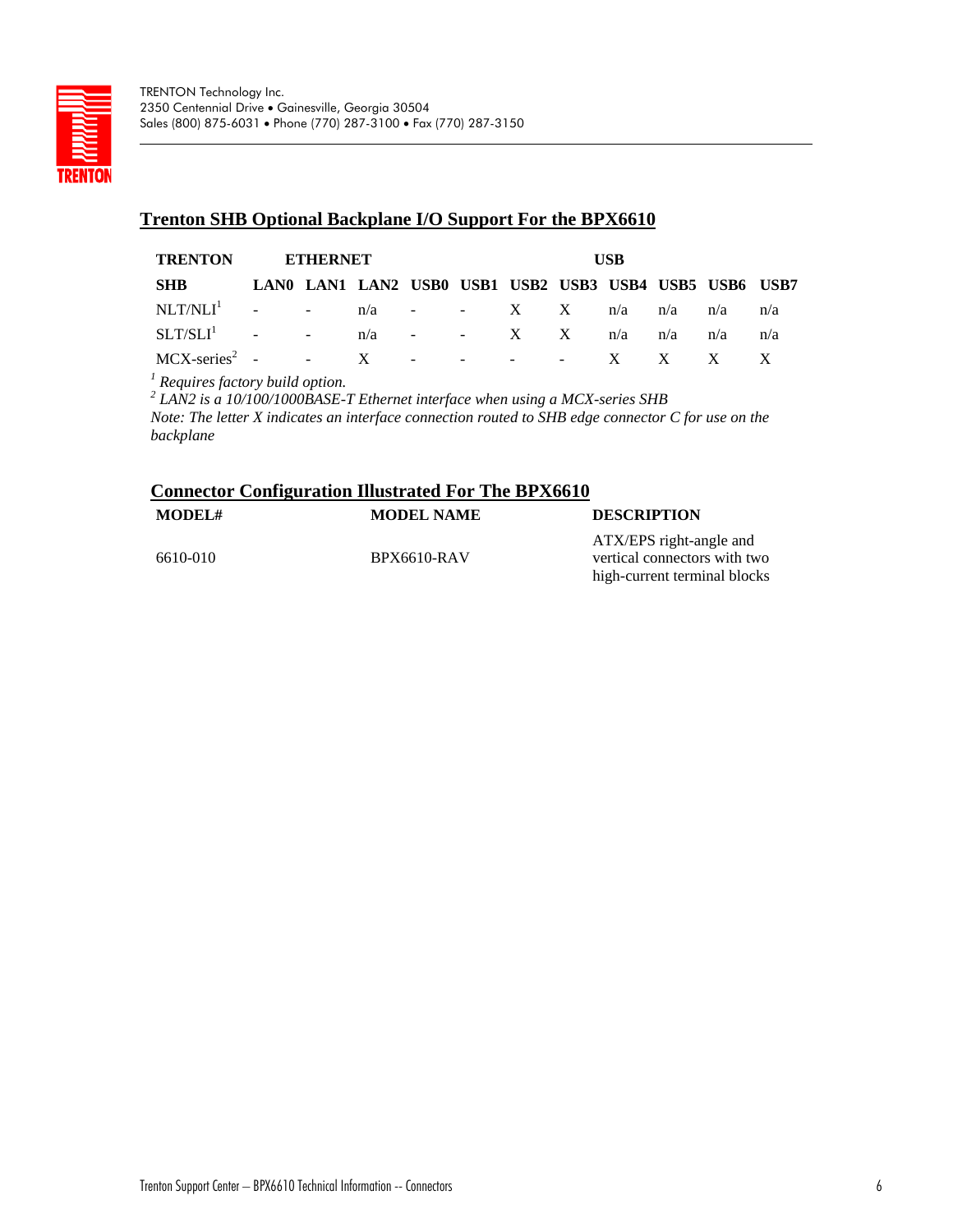## Trenton SHB Optional Backplane I/O Support For the BPX6610

| TRENTON | ETHERNET | | | USB | | | | | | | |
|---|---|---|---|---|---|---|---|---|---|---|---|
| SHB | LAN0 | LAN1 | LAN2 | USB0 | USB1 | USB2 | USB3 | USB4 | USB5 | USB6 | USB7 |
| NLT/NLI[1] | - | - | n/a | - | - | X | X | n/a | n/a | n/a | n/a |
| SLT/SLI[1] | - | - | n/a | - | - | X | X | n/a | n/a | n/a | n/a |
| MCX-series[2] | - | - | X | - | - | - | - | X | X | X | X |

*[1] Requires factory build option.*
*[2] LAN2 is a 10/100/1000BASE-T Ethernet interface when using a MCX-series SHB*
*Note: The letter X indicates an interface connection routed to SHB edge connector C for use on the backplane*

## Connector Configuration Illustrated For The BPX6610

| MODEL# | MODEL NAME | DESCRIPTION |
|---|---|---|
| 6610-010 | BPX6610-RAV | ATX/EPS right-angle and vertical connectors with two high-current terminal blocks |